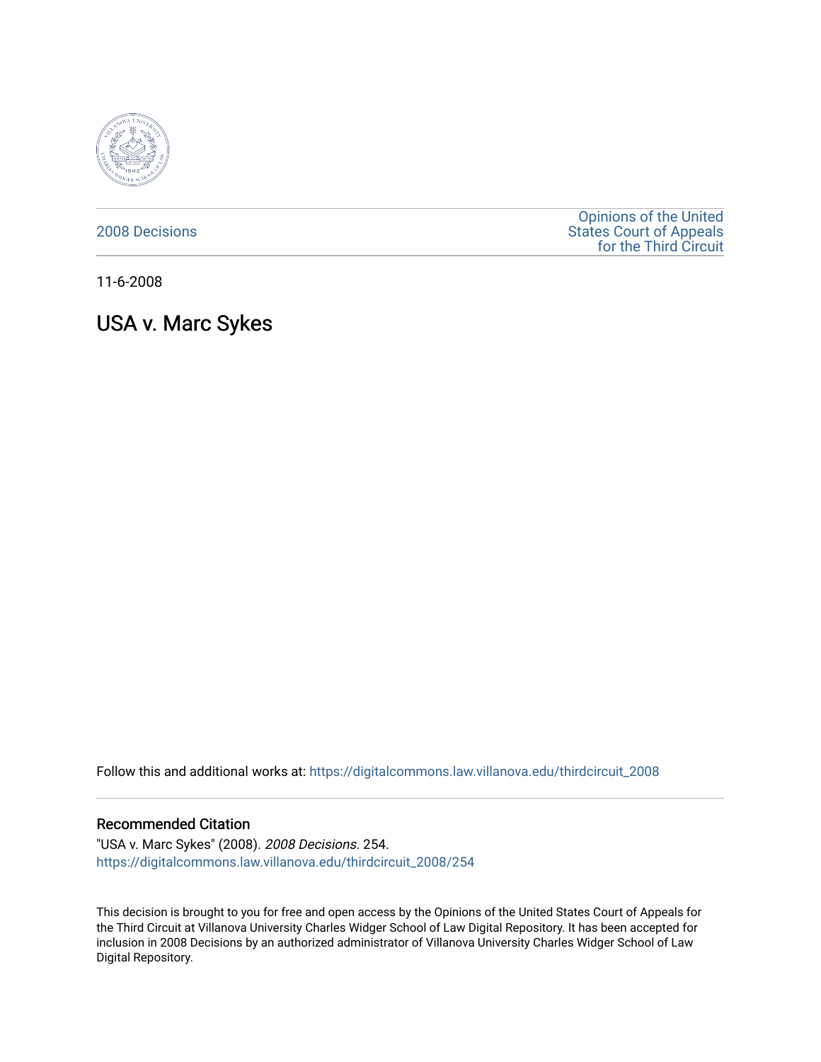2008 Decisions

Opinions of the United States Court of Appeals for the Third Circuit

11-6-2008

# USA v. Marc Sykes

Follow this and additional works at: https://digitalcommons.law.villanova.edu/thirdcircuit_2008

## Recommended Citation

"USA v. Marc Sykes" (2008). *2008 Decisions*. 254.
https://digitalcommons.law.villanova.edu/thirdcircuit_2008/254

This decision is brought to you for free and open access by the Opinions of the United States Court of Appeals for the Third Circuit at Villanova University Charles Widger School of Law Digital Repository. It has been accepted for inclusion in 2008 Decisions by an authorized administrator of Villanova University Charles Widger School of Law Digital Repository.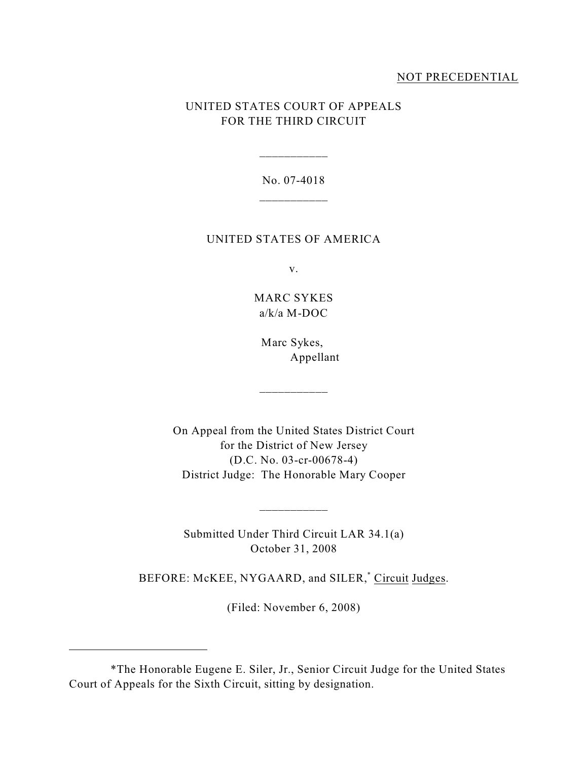NOT PRECEDENTIAL

UNITED STATES COURT OF APPEALS
FOR THE THIRD CIRCUIT

\_\_\_\_\_\_\_\_\_\_\_

No. 07-4018

\_\_\_\_\_\_\_\_\_\_\_

UNITED STATES OF AMERICA

v.

MARC SYKES
a/k/a M-DOC

Marc Sykes,
Appellant

\_\_\_\_\_\_\_\_\_\_\_

On Appeal from the United States District Court
for the District of New Jersey
(D.C. No. 03-cr-00678-4)
District Judge: The Honorable Mary Cooper

\_\_\_\_\_\_\_\_\_\_\_

Submitted Under Third Circuit LAR 34.1(a)
October 31, 2008

BEFORE: McKEE, NYGAARD, and SILER,* Circuit Judges.

(Filed: November 6, 2008)

---

*The Honorable Eugene E. Siler, Jr., Senior Circuit Judge for the United States Court of Appeals for the Sixth Circuit, sitting by designation.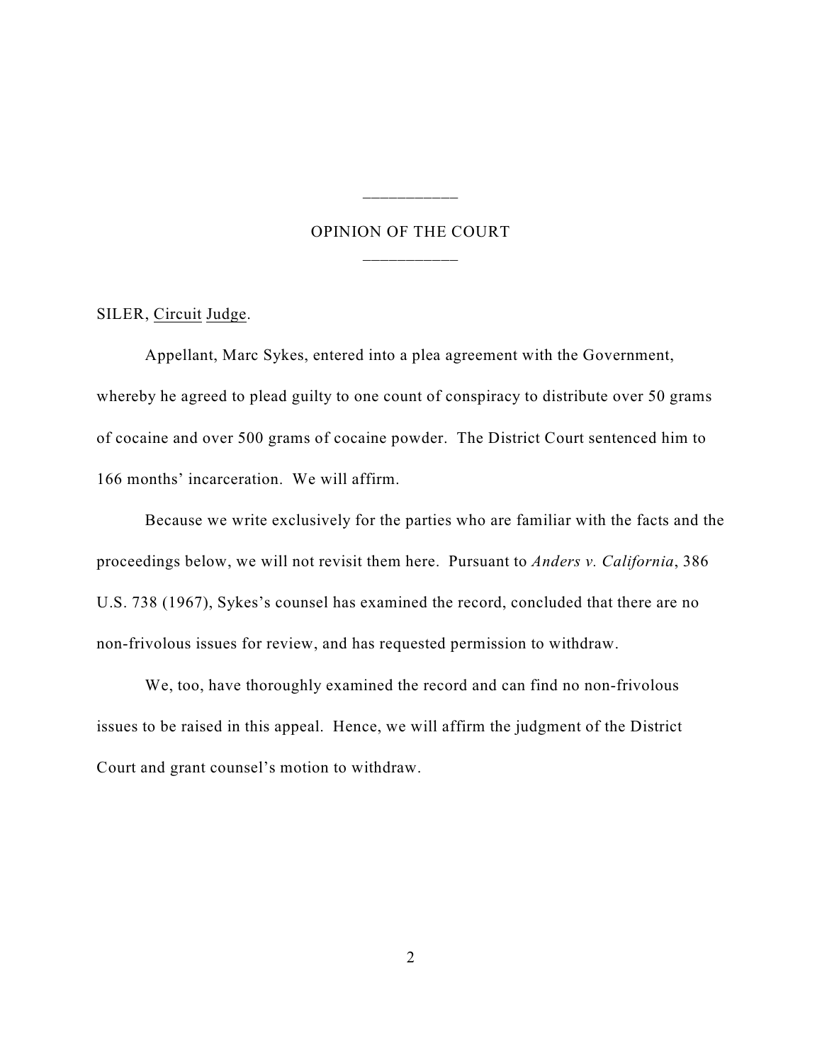---

OPINION OF THE COURT

---

SILER, Circuit Judge.

Appellant, Marc Sykes, entered into a plea agreement with the Government, whereby he agreed to plead guilty to one count of conspiracy to distribute over 50 grams of cocaine and over 500 grams of cocaine powder. The District Court sentenced him to 166 months' incarceration. We will affirm.

Because we write exclusively for the parties who are familiar with the facts and the proceedings below, we will not revisit them here. Pursuant to *Anders v. California*, 386 U.S. 738 (1967), Sykes's counsel has examined the record, concluded that there are no non-frivolous issues for review, and has requested permission to withdraw.

We, too, have thoroughly examined the record and can find no non-frivolous issues to be raised in this appeal. Hence, we will affirm the judgment of the District Court and grant counsel's motion to withdraw.